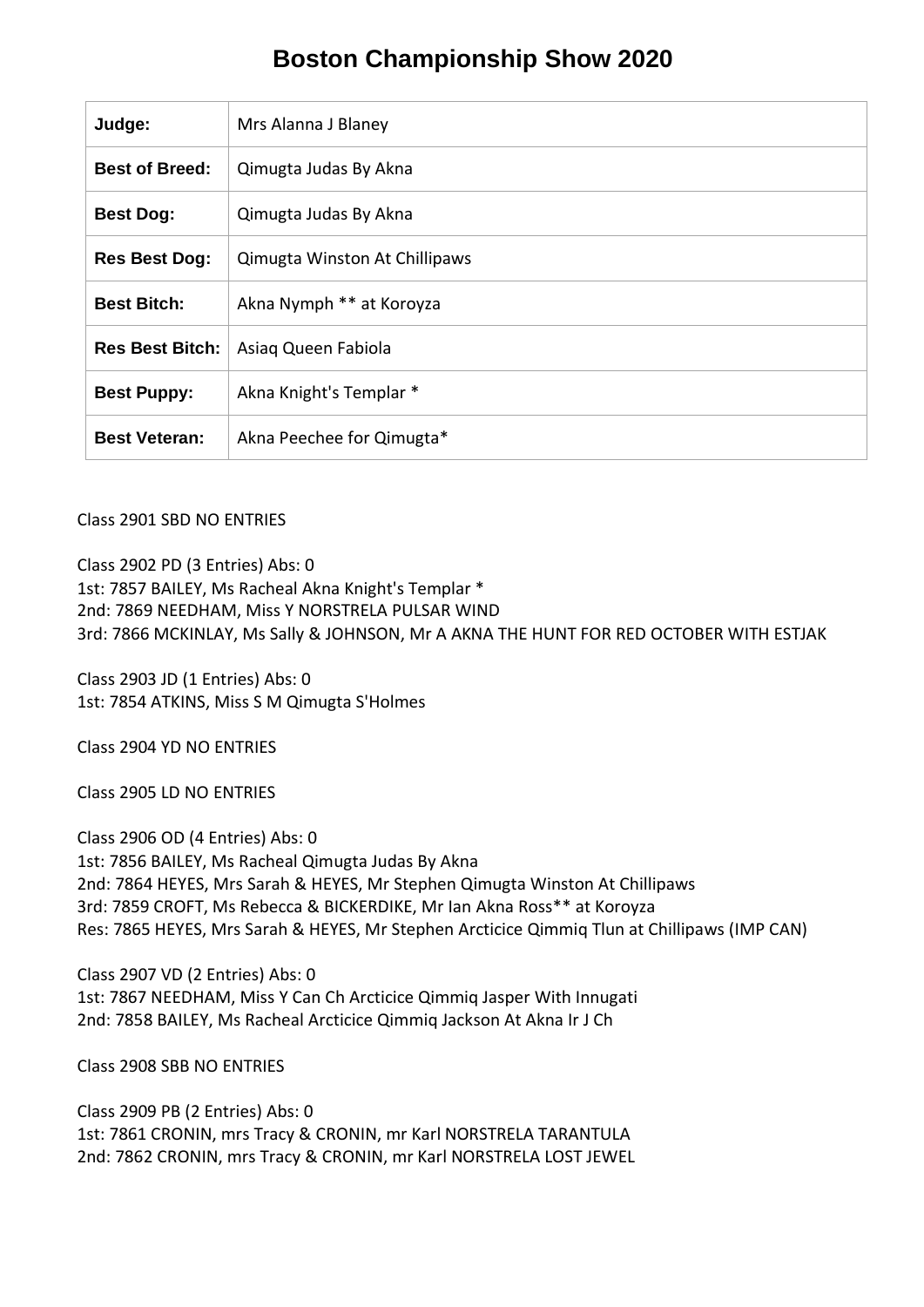# Boston Championship Show 2020

| Judge: | Mrs Alanna J Blaney |
|---|---|
| **Best of Breed:** | Qimugta Judas By Akna |
| **Best Dog:** | Qimugta Judas By Akna |
| **Res Best Dog:** | Qimugta Winston At Chillipaws |
| **Best Bitch:** | Akna Nymph ** at Koroyza |
| **Res Best Bitch:** | Asiaq Queen Fabiola |
| **Best Puppy:** | Akna Knight's Templar * |
| **Best Veteran:** | Akna Peechee for Qimugta* |

Class 2901 SBD NO ENTRIES

Class 2902 PD (3 Entries) Abs: 0
1st: 7857 BAILEY, Ms Racheal Akna Knight's Templar *
2nd: 7869 NEEDHAM, Miss Y NORSTRELA PULSAR WIND
3rd: 7866 MCKINLAY, Ms Sally & JOHNSON, Mr A AKNA THE HUNT FOR RED OCTOBER WITH ESTJAK

Class 2903 JD (1 Entries) Abs: 0
1st: 7854 ATKINS, Miss S M Qimugta S'Holmes

Class 2904 YD NO ENTRIES

Class 2905 LD NO ENTRIES

Class 2906 OD (4 Entries) Abs: 0
1st: 7856 BAILEY, Ms Racheal Qimugta Judas By Akna
2nd: 7864 HEYES, Mrs Sarah & HEYES, Mr Stephen Qimugta Winston At Chillipaws
3rd: 7859 CROFT, Ms Rebecca & BICKERDIKE, Mr Ian Akna Ross** at Koroyza
Res: 7865 HEYES, Mrs Sarah & HEYES, Mr Stephen Arcticice Qimmiq Tlun at Chillipaws (IMP CAN)

Class 2907 VD (2 Entries) Abs: 0
1st: 7867 NEEDHAM, Miss Y Can Ch Arcticice Qimmiq Jasper With Innugati
2nd: 7858 BAILEY, Ms Racheal Arcticice Qimmiq Jackson At Akna Ir J Ch

Class 2908 SBB NO ENTRIES

Class 2909 PB (2 Entries) Abs: 0
1st: 7861 CRONIN, mrs Tracy & CRONIN, mr Karl NORSTRELA TARANTULA
2nd: 7862 CRONIN, mrs Tracy & CRONIN, mr Karl NORSTRELA LOST JEWEL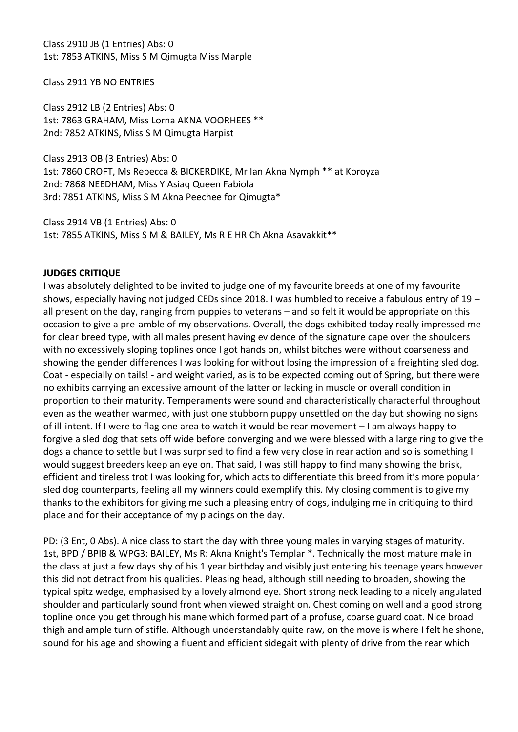Class 2910 JB (1 Entries) Abs: 0
1st: 7853 ATKINS, Miss S M Qimugta Miss Marple

Class 2911 YB NO ENTRIES

Class 2912 LB (2 Entries) Abs: 0
1st: 7863 GRAHAM, Miss Lorna AKNA VOORHEES **
2nd: 7852 ATKINS, Miss S M Qimugta Harpist

Class 2913 OB (3 Entries) Abs: 0
1st: 7860 CROFT, Ms Rebecca & BICKERDIKE, Mr Ian Akna Nymph ** at Koroyza
2nd: 7868 NEEDHAM, Miss Y Asiaq Queen Fabiola
3rd: 7851 ATKINS, Miss S M Akna Peechee for Qimugta*

Class 2914 VB (1 Entries) Abs: 0
1st: 7855 ATKINS, Miss S M & BAILEY, Ms R E HR Ch Akna Asavakkit**

**JUDGES CRITIQUE**

I was absolutely delighted to be invited to judge one of my favourite breeds at one of my favourite shows, especially having not judged CEDs since 2018. I was humbled to receive a fabulous entry of 19 – all present on the day, ranging from puppies to veterans – and so felt it would be appropriate on this occasion to give a pre-amble of my observations. Overall, the dogs exhibited today really impressed me for clear breed type, with all males present having evidence of the signature cape over the shoulders with no excessively sloping toplines once I got hands on, whilst bitches were without coarseness and showing the gender differences I was looking for without losing the impression of a freighting sled dog. Coat - especially on tails! - and weight varied, as is to be expected coming out of Spring, but there were no exhibits carrying an excessive amount of the latter or lacking in muscle or overall condition in proportion to their maturity. Temperaments were sound and characteristically characterful throughout even as the weather warmed, with just one stubborn puppy unsettled on the day but showing no signs of ill-intent. If I were to flag one area to watch it would be rear movement – I am always happy to forgive a sled dog that sets off wide before converging and we were blessed with a large ring to give the dogs a chance to settle but I was surprised to find a few very close in rear action and so is something I would suggest breeders keep an eye on. That said, I was still happy to find many showing the brisk, efficient and tireless trot I was looking for, which acts to differentiate this breed from it's more popular sled dog counterparts, feeling all my winners could exemplify this. My closing comment is to give my thanks to the exhibitors for giving me such a pleasing entry of dogs, indulging me in critiquing to third place and for their acceptance of my placings on the day.

PD: (3 Ent, 0 Abs). A nice class to start the day with three young males in varying stages of maturity. 1st, BPD / BPIB & WPG3: BAILEY, Ms R: Akna Knight's Templar *. Technically the most mature male in the class at just a few days shy of his 1 year birthday and visibly just entering his teenage years however this did not detract from his qualities. Pleasing head, although still needing to broaden, showing the typical spitz wedge, emphasised by a lovely almond eye. Short strong neck leading to a nicely angulated shoulder and particularly sound front when viewed straight on. Chest coming on well and a good strong topline once you get through his mane which formed part of a profuse, coarse guard coat. Nice broad thigh and ample turn of stifle. Although understandably quite raw, on the move is where I felt he shone, sound for his age and showing a fluent and efficient sidegait with plenty of drive from the rear which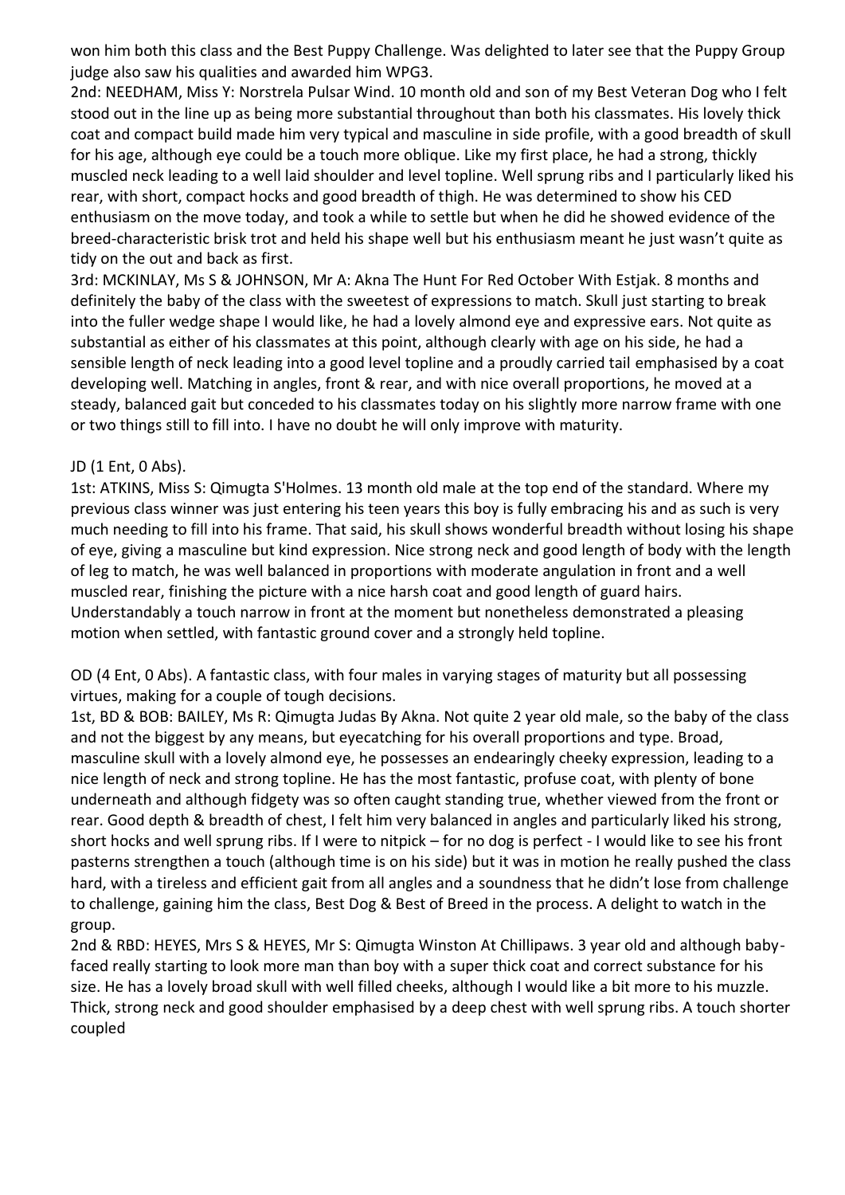won him both this class and the Best Puppy Challenge. Was delighted to later see that the Puppy Group judge also saw his qualities and awarded him WPG3.

2nd: NEEDHAM, Miss Y: Norstrela Pulsar Wind. 10 month old and son of my Best Veteran Dog who I felt stood out in the line up as being more substantial throughout than both his classmates. His lovely thick coat and compact build made him very typical and masculine in side profile, with a good breadth of skull for his age, although eye could be a touch more oblique. Like my first place, he had a strong, thickly muscled neck leading to a well laid shoulder and level topline. Well sprung ribs and I particularly liked his rear, with short, compact hocks and good breadth of thigh. He was determined to show his CED enthusiasm on the move today, and took a while to settle but when he did he showed evidence of the breed-characteristic brisk trot and held his shape well but his enthusiasm meant he just wasn't quite as tidy on the out and back as first.

3rd: MCKINLAY, Ms S & JOHNSON, Mr A: Akna The Hunt For Red October With Estjak. 8 months and definitely the baby of the class with the sweetest of expressions to match. Skull just starting to break into the fuller wedge shape I would like, he had a lovely almond eye and expressive ears. Not quite as substantial as either of his classmates at this point, although clearly with age on his side, he had a sensible length of neck leading into a good level topline and a proudly carried tail emphasised by a coat developing well. Matching in angles, front & rear, and with nice overall proportions, he moved at a steady, balanced gait but conceded to his classmates today on his slightly more narrow frame with one or two things still to fill into. I have no doubt he will only improve with maturity.

JD (1 Ent, 0 Abs).

1st: ATKINS, Miss S: Qimugta S'Holmes. 13 month old male at the top end of the standard. Where my previous class winner was just entering his teen years this boy is fully embracing his and as such is very much needing to fill into his frame. That said, his skull shows wonderful breadth without losing his shape of eye, giving a masculine but kind expression. Nice strong neck and good length of body with the length of leg to match, he was well balanced in proportions with moderate angulation in front and a well muscled rear, finishing the picture with a nice harsh coat and good length of guard hairs. Understandably a touch narrow in front at the moment but nonetheless demonstrated a pleasing motion when settled, with fantastic ground cover and a strongly held topline.

OD (4 Ent, 0 Abs). A fantastic class, with four males in varying stages of maturity but all possessing virtues, making for a couple of tough decisions.

1st, BD & BOB: BAILEY, Ms R: Qimugta Judas By Akna. Not quite 2 year old male, so the baby of the class and not the biggest by any means, but eyecatching for his overall proportions and type. Broad, masculine skull with a lovely almond eye, he possesses an endearingly cheeky expression, leading to a nice length of neck and strong topline. He has the most fantastic, profuse coat, with plenty of bone underneath and although fidgety was so often caught standing true, whether viewed from the front or rear. Good depth & breadth of chest, I felt him very balanced in angles and particularly liked his strong, short hocks and well sprung ribs. If I were to nitpick – for no dog is perfect - I would like to see his front pasterns strengthen a touch (although time is on his side) but it was in motion he really pushed the class hard, with a tireless and efficient gait from all angles and a soundness that he didn't lose from challenge to challenge, gaining him the class, Best Dog & Best of Breed in the process. A delight to watch in the group.

2nd & RBD: HEYES, Mrs S & HEYES, Mr S: Qimugta Winston At Chillipaws. 3 year old and although baby-faced really starting to look more man than boy with a super thick coat and correct substance for his size. He has a lovely broad skull with well filled cheeks, although I would like a bit more to his muzzle. Thick, strong neck and good shoulder emphasised by a deep chest with well sprung ribs. A touch shorter coupled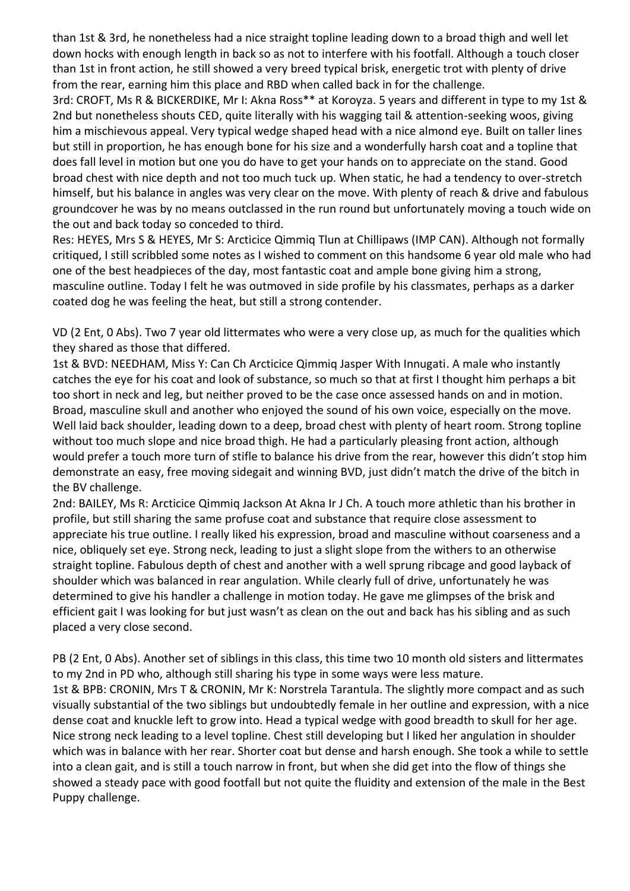than 1st & 3rd, he nonetheless had a nice straight topline leading down to a broad thigh and well let down hocks with enough length in back so as not to interfere with his footfall. Although a touch closer than 1st in front action, he still showed a very breed typical brisk, energetic trot with plenty of drive from the rear, earning him this place and RBD when called back in for the challenge.

3rd: CROFT, Ms R & BICKERDIKE, Mr I: Akna Ross** at Koroyza. 5 years and different in type to my 1st & 2nd but nonetheless shouts CED, quite literally with his wagging tail & attention-seeking woos, giving him a mischievous appeal. Very typical wedge shaped head with a nice almond eye. Built on taller lines but still in proportion, he has enough bone for his size and a wonderfully harsh coat and a topline that does fall level in motion but one you do have to get your hands on to appreciate on the stand. Good broad chest with nice depth and not too much tuck up. When static, he had a tendency to over-stretch himself, but his balance in angles was very clear on the move. With plenty of reach & drive and fabulous groundcover he was by no means outclassed in the run round but unfortunately moving a touch wide on the out and back today so conceded to third.

Res: HEYES, Mrs S & HEYES, Mr S: Arcticice Qimmiq Tlun at Chillipaws (IMP CAN). Although not formally critiqued, I still scribbled some notes as I wished to comment on this handsome 6 year old male who had one of the best headpieces of the day, most fantastic coat and ample bone giving him a strong, masculine outline. Today I felt he was outmoved in side profile by his classmates, perhaps as a darker coated dog he was feeling the heat, but still a strong contender.

VD (2 Ent, 0 Abs). Two 7 year old littermates who were a very close up, as much for the qualities which they shared as those that differed.

1st & BVD: NEEDHAM, Miss Y: Can Ch Arcticice Qimmiq Jasper With Innugati. A male who instantly catches the eye for his coat and look of substance, so much so that at first I thought him perhaps a bit too short in neck and leg, but neither proved to be the case once assessed hands on and in motion. Broad, masculine skull and another who enjoyed the sound of his own voice, especially on the move. Well laid back shoulder, leading down to a deep, broad chest with plenty of heart room. Strong topline without too much slope and nice broad thigh. He had a particularly pleasing front action, although would prefer a touch more turn of stifle to balance his drive from the rear, however this didn't stop him demonstrate an easy, free moving sidegait and winning BVD, just didn't match the drive of the bitch in the BV challenge.

2nd: BAILEY, Ms R: Arcticice Qimmiq Jackson At Akna Ir J Ch. A touch more athletic than his brother in profile, but still sharing the same profuse coat and substance that require close assessment to appreciate his true outline. I really liked his expression, broad and masculine without coarseness and a nice, obliquely set eye. Strong neck, leading to just a slight slope from the withers to an otherwise straight topline. Fabulous depth of chest and another with a well sprung ribcage and good layback of shoulder which was balanced in rear angulation. While clearly full of drive, unfortunately he was determined to give his handler a challenge in motion today. He gave me glimpses of the brisk and efficient gait I was looking for but just wasn't as clean on the out and back has his sibling and as such placed a very close second.

PB (2 Ent, 0 Abs). Another set of siblings in this class, this time two 10 month old sisters and littermates to my 2nd in PD who, although still sharing his type in some ways were less mature.

1st & BPB: CRONIN, Mrs T & CRONIN, Mr K: Norstrela Tarantula. The slightly more compact and as such visually substantial of the two siblings but undoubtedly female in her outline and expression, with a nice dense coat and knuckle left to grow into. Head a typical wedge with good breadth to skull for her age. Nice strong neck leading to a level topline. Chest still developing but I liked her angulation in shoulder which was in balance with her rear. Shorter coat but dense and harsh enough. She took a while to settle into a clean gait, and is still a touch narrow in front, but when she did get into the flow of things she showed a steady pace with good footfall but not quite the fluidity and extension of the male in the Best Puppy challenge.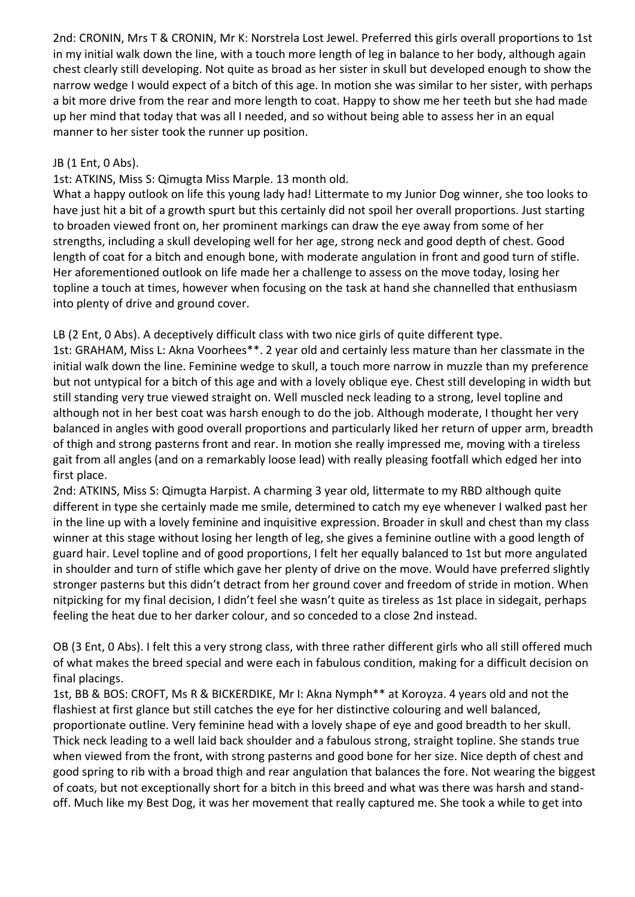2nd: CRONIN, Mrs T & CRONIN, Mr K: Norstrela Lost Jewel. Preferred this girls overall proportions to 1st in my initial walk down the line, with a touch more length of leg in balance to her body, although again chest clearly still developing. Not quite as broad as her sister in skull but developed enough to show the narrow wedge I would expect of a bitch of this age. In motion she was similar to her sister, with perhaps a bit more drive from the rear and more length to coat. Happy to show me her teeth but she had made up her mind that today that was all I needed, and so without being able to assess her in an equal manner to her sister took the runner up position.

JB (1 Ent, 0 Abs).

1st: ATKINS, Miss S: Qimugta Miss Marple. 13 month old.

What a happy outlook on life this young lady had! Littermate to my Junior Dog winner, she too looks to have just hit a bit of a growth spurt but this certainly did not spoil her overall proportions. Just starting to broaden viewed front on, her prominent markings can draw the eye away from some of her strengths, including a skull developing well for her age, strong neck and good depth of chest. Good length of coat for a bitch and enough bone, with moderate angulation in front and good turn of stifle. Her aforementioned outlook on life made her a challenge to assess on the move today, losing her topline a touch at times, however when focusing on the task at hand she channelled that enthusiasm into plenty of drive and ground cover.

LB (2 Ent, 0 Abs). A deceptively difficult class with two nice girls of quite different type.

1st: GRAHAM, Miss L: Akna Voorhees**. 2 year old and certainly less mature than her classmate in the initial walk down the line. Feminine wedge to skull, a touch more narrow in muzzle than my preference but not untypical for a bitch of this age and with a lovely oblique eye. Chest still developing in width but still standing very true viewed straight on. Well muscled neck leading to a strong, level topline and although not in her best coat was harsh enough to do the job. Although moderate, I thought her very balanced in angles with good overall proportions and particularly liked her return of upper arm, breadth of thigh and strong pasterns front and rear. In motion she really impressed me, moving with a tireless gait from all angles (and on a remarkably loose lead) with really pleasing footfall which edged her into first place.

2nd: ATKINS, Miss S: Qimugta Harpist. A charming 3 year old, littermate to my RBD although quite different in type she certainly made me smile, determined to catch my eye whenever I walked past her in the line up with a lovely feminine and inquisitive expression. Broader in skull and chest than my class winner at this stage without losing her length of leg, she gives a feminine outline with a good length of guard hair. Level topline and of good proportions, I felt her equally balanced to 1st but more angulated in shoulder and turn of stifle which gave her plenty of drive on the move. Would have preferred slightly stronger pasterns but this didn't detract from her ground cover and freedom of stride in motion. When nitpicking for my final decision, I didn't feel she wasn't quite as tireless as 1st place in sidegait, perhaps feeling the heat due to her darker colour, and so conceded to a close 2nd instead.

OB (3 Ent, 0 Abs). I felt this a very strong class, with three rather different girls who all still offered much of what makes the breed special and were each in fabulous condition, making for a difficult decision on final placings.

1st, BB & BOS: CROFT, Ms R & BICKERDIKE, Mr I: Akna Nymph** at Koroyza. 4 years old and not the flashiest at first glance but still catches the eye for her distinctive colouring and well balanced, proportionate outline. Very feminine head with a lovely shape of eye and good breadth to her skull. Thick neck leading to a well laid back shoulder and a fabulous strong, straight topline. She stands true when viewed from the front, with strong pasterns and good bone for her size. Nice depth of chest and good spring to rib with a broad thigh and rear angulation that balances the fore. Not wearing the biggest of coats, but not exceptionally short for a bitch in this breed and what was there was harsh and stand-off. Much like my Best Dog, it was her movement that really captured me. She took a while to get into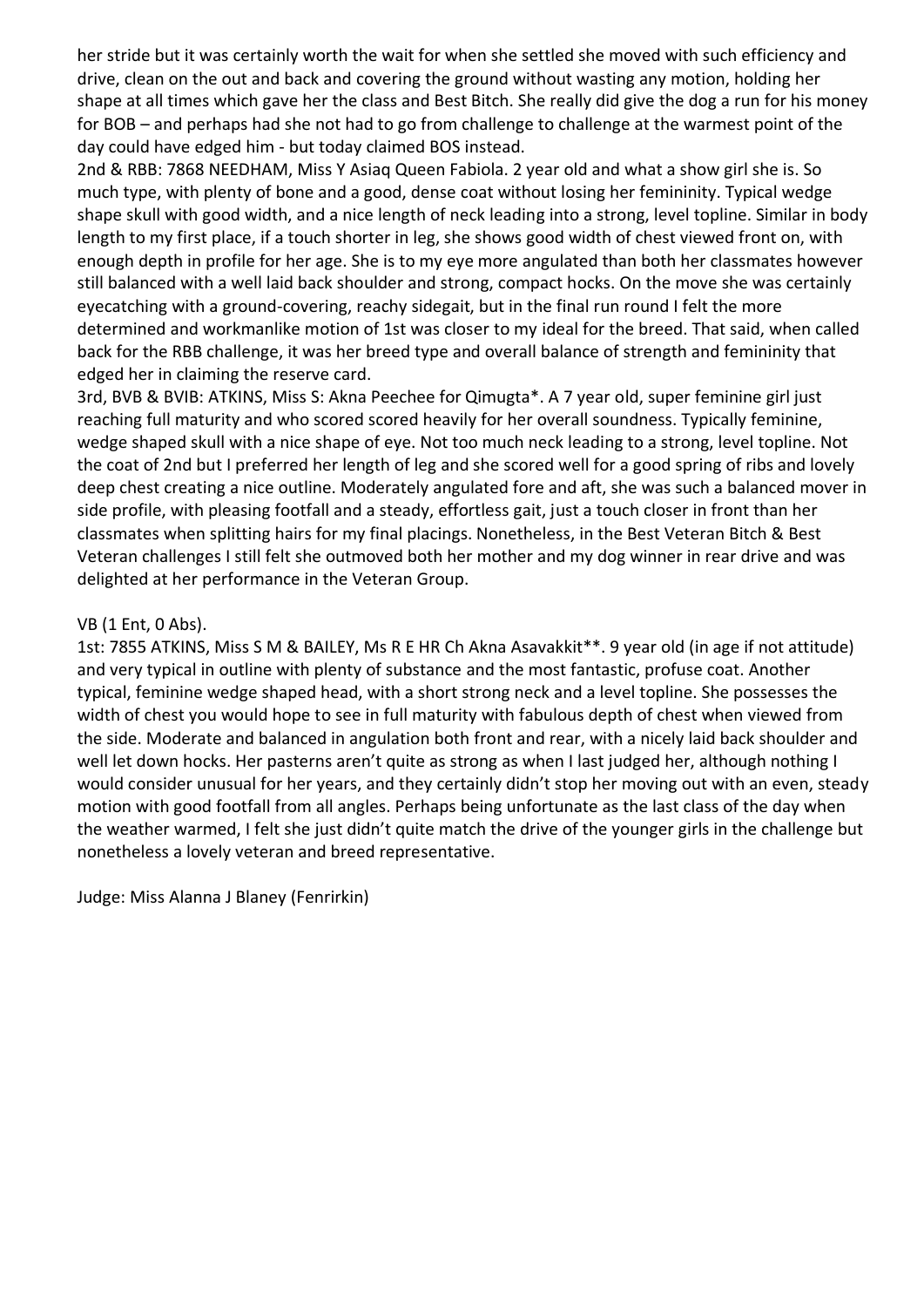her stride but it was certainly worth the wait for when she settled she moved with such efficiency and drive, clean on the out and back and covering the ground without wasting any motion, holding her shape at all times which gave her the class and Best Bitch. She really did give the dog a run for his money for BOB – and perhaps had she not had to go from challenge to challenge at the warmest point of the day could have edged him - but today claimed BOS instead.

2nd & RBB: 7868 NEEDHAM, Miss Y Asiaq Queen Fabiola. 2 year old and what a show girl she is. So much type, with plenty of bone and a good, dense coat without losing her femininity. Typical wedge shape skull with good width, and a nice length of neck leading into a strong, level topline. Similar in body length to my first place, if a touch shorter in leg, she shows good width of chest viewed front on, with enough depth in profile for her age. She is to my eye more angulated than both her classmates however still balanced with a well laid back shoulder and strong, compact hocks. On the move she was certainly eyecatching with a ground-covering, reachy sidegait, but in the final run round I felt the more determined and workmanlike motion of 1st was closer to my ideal for the breed. That said, when called back for the RBB challenge, it was her breed type and overall balance of strength and femininity that edged her in claiming the reserve card.

3rd, BVB & BVIB: ATKINS, Miss S: Akna Peechee for Qimugta*. A 7 year old, super feminine girl just reaching full maturity and who scored scored heavily for her overall soundness. Typically feminine, wedge shaped skull with a nice shape of eye. Not too much neck leading to a strong, level topline. Not the coat of 2nd but I preferred her length of leg and she scored well for a good spring of ribs and lovely deep chest creating a nice outline. Moderately angulated fore and aft, she was such a balanced mover in side profile, with pleasing footfall and a steady, effortless gait, just a touch closer in front than her classmates when splitting hairs for my final placings. Nonetheless, in the Best Veteran Bitch & Best Veteran challenges I still felt she outmoved both her mother and my dog winner in rear drive and was delighted at her performance in the Veteran Group.

VB (1 Ent, 0 Abs).

1st: 7855 ATKINS, Miss S M & BAILEY, Ms R E HR Ch Akna Asavakkit**. 9 year old (in age if not attitude) and very typical in outline with plenty of substance and the most fantastic, profuse coat. Another typical, feminine wedge shaped head, with a short strong neck and a level topline. She possesses the width of chest you would hope to see in full maturity with fabulous depth of chest when viewed from the side. Moderate and balanced in angulation both front and rear, with a nicely laid back shoulder and well let down hocks. Her pasterns aren't quite as strong as when I last judged her, although nothing I would consider unusual for her years, and they certainly didn't stop her moving out with an even, steady motion with good footfall from all angles. Perhaps being unfortunate as the last class of the day when the weather warmed, I felt she just didn't quite match the drive of the younger girls in the challenge but nonetheless a lovely veteran and breed representative.

Judge: Miss Alanna J Blaney (Fenrirkin)